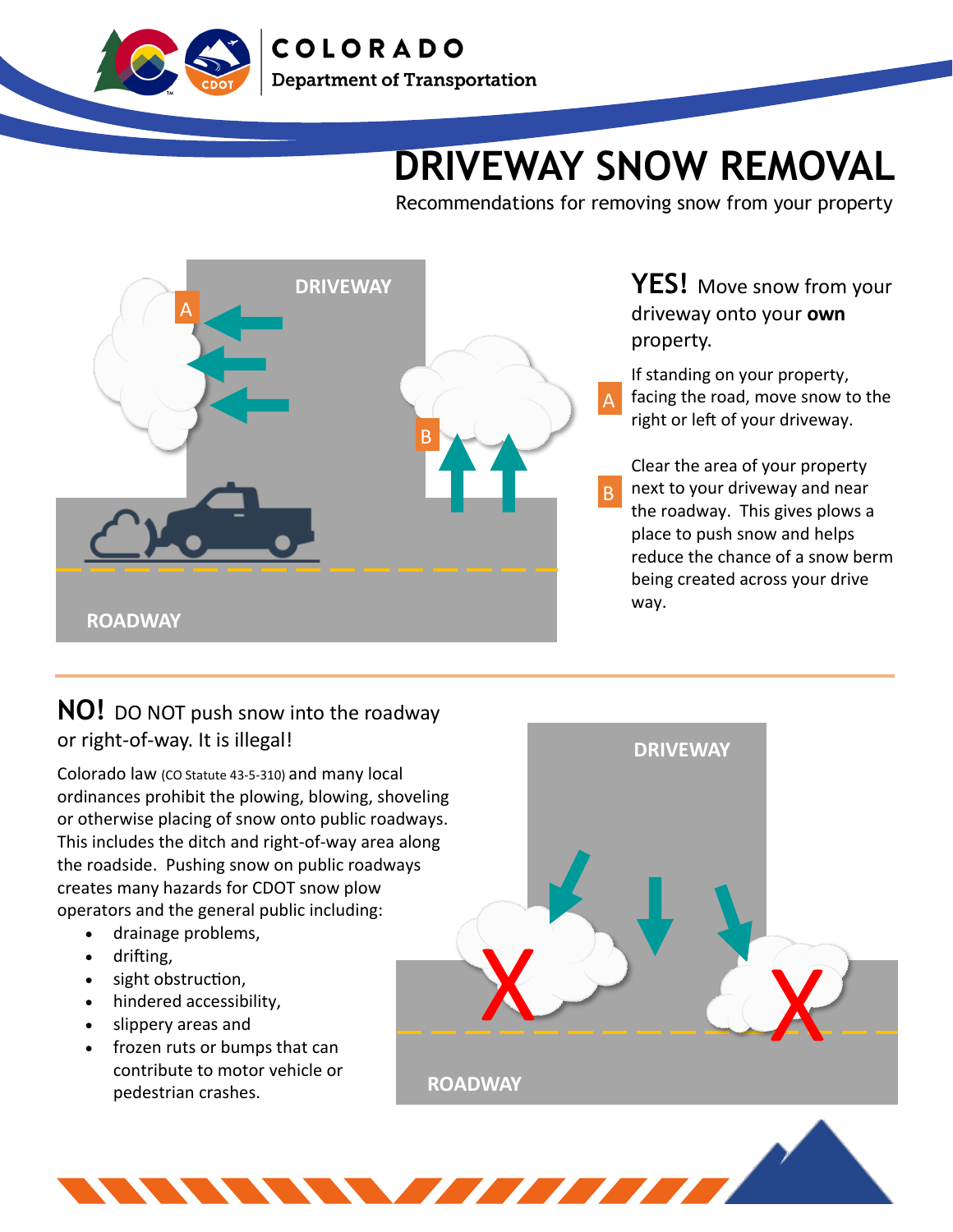COLORADO
Department of Transportation

# DRIVEWAY SNOW REMOVAL

Recommendations for removing snow from your property

DRIVEWAY

ROADWAY

**YES!** Move snow from your driveway onto your **own** property.

A — If standing on your property, facing the road, move snow to the right or left of your driveway.

B — Clear the area of your property next to your driveway and near the roadway. This gives plows a place to push snow and helps reduce the chance of a snow berm being created across your drive way.

**NO!** DO NOT push snow into the roadway or right-of-way. It is illegal!

Colorado law (CO Statute 43-5-310) and many local ordinances prohibit the plowing, blowing, shoveling or otherwise placing of snow onto public roadways. This includes the ditch and right-of-way area along the roadside. Pushing snow on public roadways creates many hazards for CDOT snow plow operators and the general public including:

- drainage problems,
- drifting,
- sight obstruction,
- hindered accessibility,
- slippery areas and
- frozen ruts or bumps that can contribute to motor vehicle or pedestrian crashes.

DRIVEWAY

ROADWAY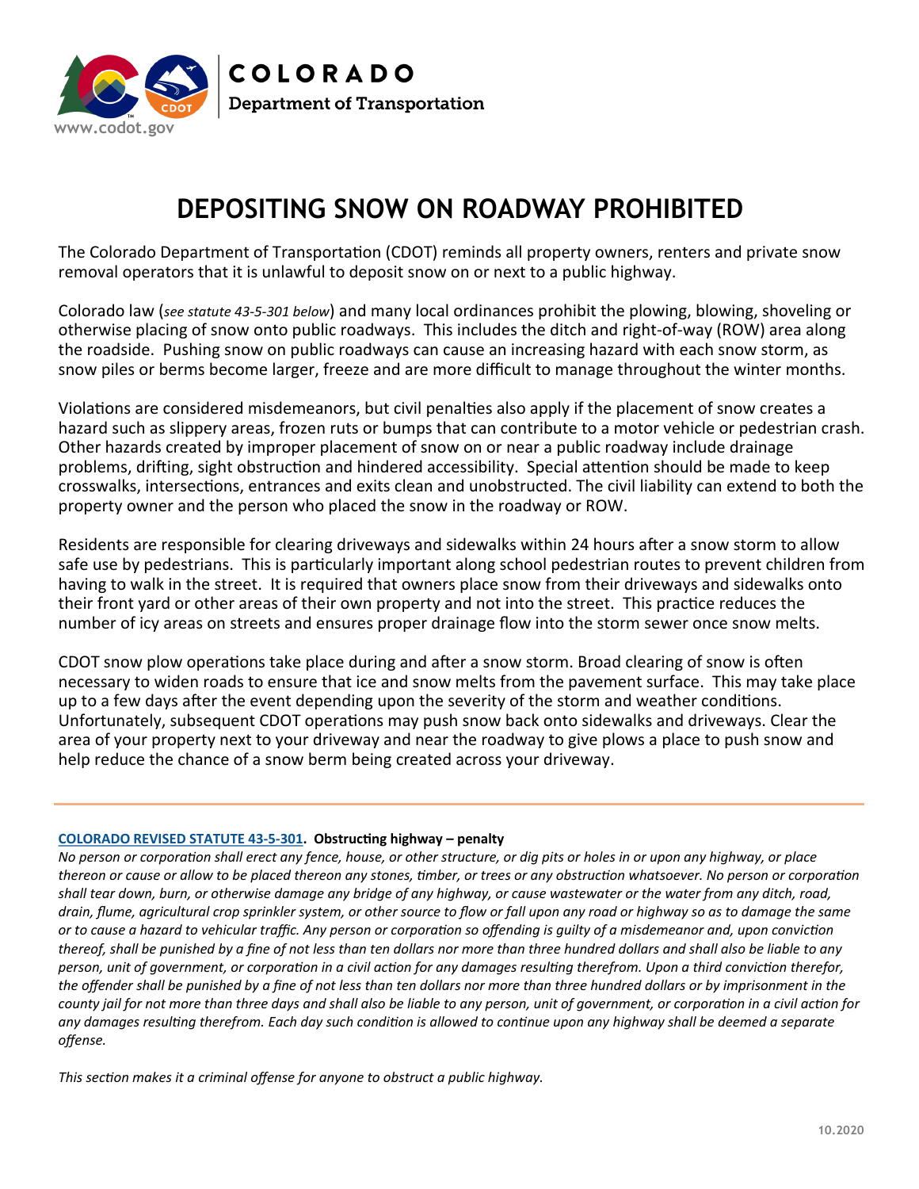COLORADO

Department of Transportation

www.codot.gov

# DEPOSITING SNOW ON ROADWAY PROHIBITED

The Colorado Department of Transportation (CDOT) reminds all property owners, renters and private snow removal operators that it is unlawful to deposit snow on or next to a public highway.

Colorado law (*see statute 43-5-301 below*) and many local ordinances prohibit the plowing, blowing, shoveling or otherwise placing of snow onto public roadways. This includes the ditch and right-of-way (ROW) area along the roadside. Pushing snow on public roadways can cause an increasing hazard with each snow storm, as snow piles or berms become larger, freeze and are more difficult to manage throughout the winter months.

Violations are considered misdemeanors, but civil penalties also apply if the placement of snow creates a hazard such as slippery areas, frozen ruts or bumps that can contribute to a motor vehicle or pedestrian crash. Other hazards created by improper placement of snow on or near a public roadway include drainage problems, drifting, sight obstruction and hindered accessibility. Special attention should be made to keep crosswalks, intersections, entrances and exits clean and unobstructed. The civil liability can extend to both the property owner and the person who placed the snow in the roadway or ROW.

Residents are responsible for clearing driveways and sidewalks within 24 hours after a snow storm to allow safe use by pedestrians. This is particularly important along school pedestrian routes to prevent children from having to walk in the street. It is required that owners place snow from their driveways and sidewalks onto their front yard or other areas of their own property and not into the street. This practice reduces the number of icy areas on streets and ensures proper drainage flow into the storm sewer once snow melts.

CDOT snow plow operations take place during and after a snow storm. Broad clearing of snow is often necessary to widen roads to ensure that ice and snow melts from the pavement surface. This may take place up to a few days after the event depending upon the severity of the storm and weather conditions. Unfortunately, subsequent CDOT operations may push snow back onto sidewalks and driveways. Clear the area of your property next to your driveway and near the roadway to give plows a place to push snow and help reduce the chance of a snow berm being created across your driveway.

---

**COLORADO REVISED STATUTE 43-5-301. Obstructing highway – penalty**

*No person or corporation shall erect any fence, house, or other structure, or dig pits or holes in or upon any highway, or place thereon or cause or allow to be placed thereon any stones, timber, or trees or any obstruction whatsoever. No person or corporation shall tear down, burn, or otherwise damage any bridge of any highway, or cause wastewater or the water from any ditch, road, drain, flume, agricultural crop sprinkler system, or other source to flow or fall upon any road or highway so as to damage the same or to cause a hazard to vehicular traffic. Any person or corporation so offending is guilty of a misdemeanor and, upon conviction thereof, shall be punished by a fine of not less than ten dollars nor more than three hundred dollars and shall also be liable to any person, unit of government, or corporation in a civil action for any damages resulting therefrom. Upon a third conviction therefor, the offender shall be punished by a fine of not less than ten dollars nor more than three hundred dollars or by imprisonment in the county jail for not more than three days and shall also be liable to any person, unit of government, or corporation in a civil action for any damages resulting therefrom. Each day such condition is allowed to continue upon any highway shall be deemed a separate offense.*

*This section makes it a criminal offense for anyone to obstruct a public highway.*

10.2020